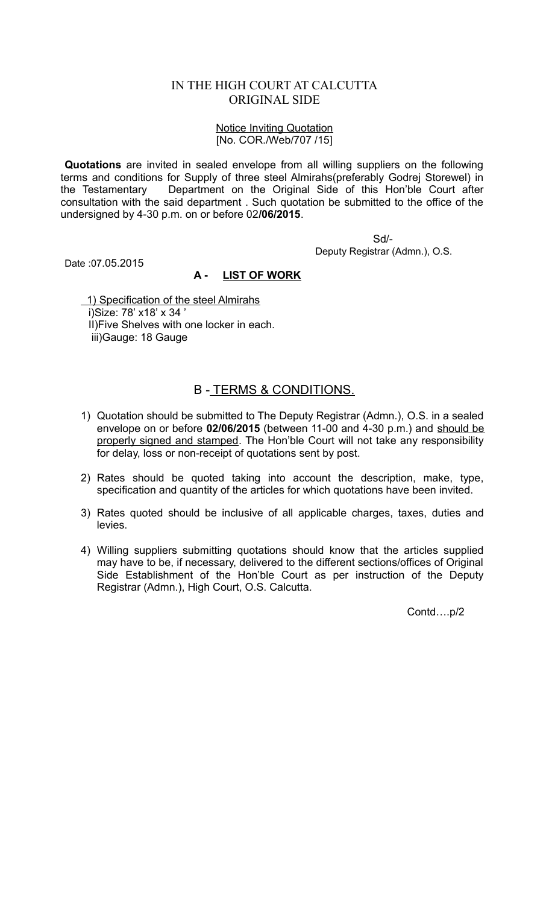# IN THE HIGH COURT AT CALCUTTA
## ORIGINAL SIDE

Notice Inviting Quotation
[No. COR./Web/707 /15]

**Quotations** are invited in sealed envelope from all willing suppliers on the following terms and conditions for Supply of three steel Almirahs(preferably Godrej Storewel) in the Testamentary Department on the Original Side of this Hon'ble Court after consultation with the said department . Such quotation be submitted to the office of the undersigned by 4-30 p.m. on or before 02**/06/2015**.

Sd/-
Deputy Registrar (Admn.), O.S.

Date :07.05.2015

### A - LIST OF WORK

1) Specification of the steel Almirahs
i)Size: 78' x18' x 34 '
II)Five Shelves with one locker in each.
iii)Gauge: 18 Gauge

### B - TERMS & CONDITIONS.

1) Quotation should be submitted to The Deputy Registrar (Admn.), O.S. in a sealed envelope on or before **02/06/2015** (between 11-00 and 4-30 p.m.) and should be properly signed and stamped. The Hon'ble Court will not take any responsibility for delay, loss or non-receipt of quotations sent by post.

2) Rates should be quoted taking into account the description, make, type, specification and quantity of the articles for which quotations have been invited.

3) Rates quoted should be inclusive of all applicable charges, taxes, duties and levies.

4) Willing suppliers submitting quotations should know that the articles supplied may have to be, if necessary, delivered to the different sections/offices of Original Side Establishment of the Hon'ble Court as per instruction of the Deputy Registrar (Admn.), High Court, O.S. Calcutta.

Contd….p/2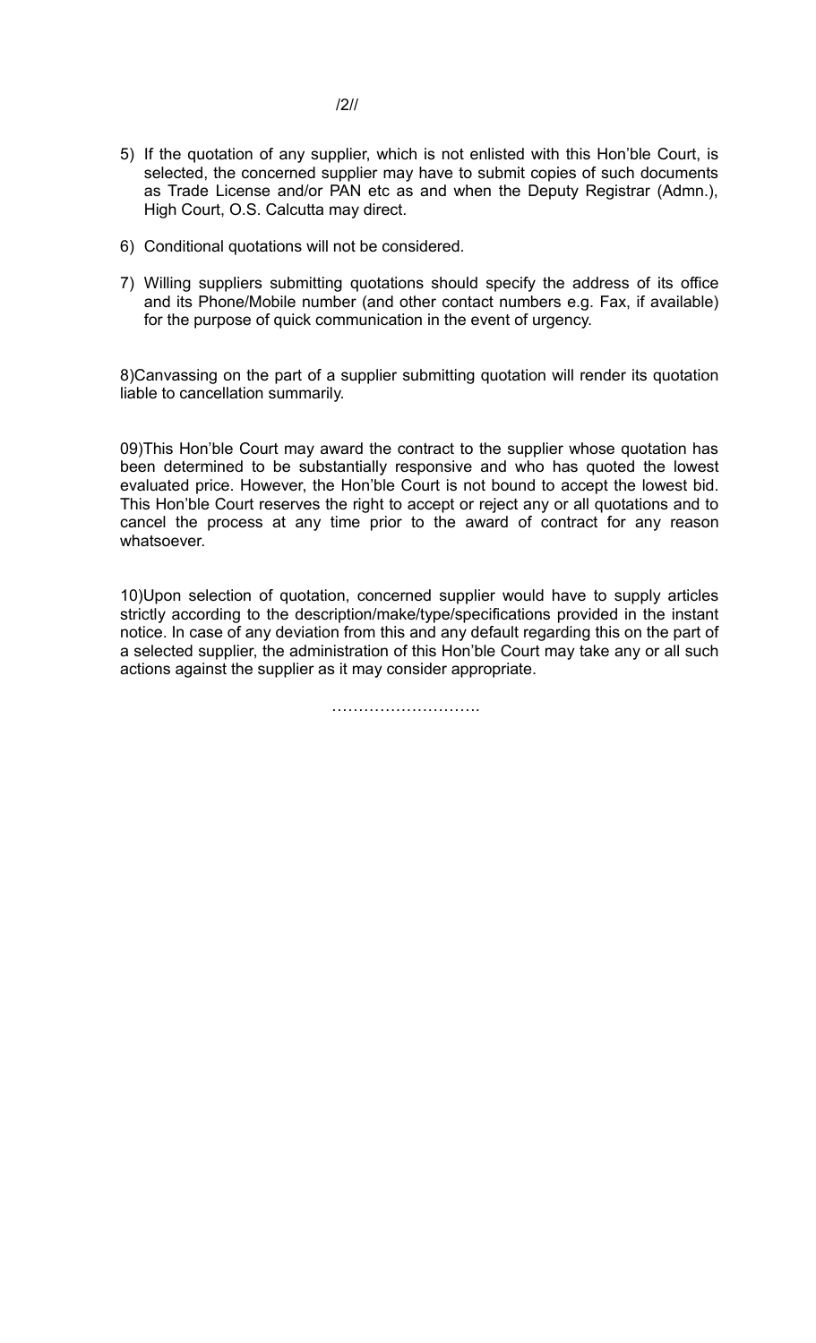5) If the quotation of any supplier, which is not enlisted with this Hon'ble Court, is selected, the concerned supplier may have to submit copies of such documents as Trade License and/or PAN etc as and when the Deputy Registrar (Admn.), High Court, O.S. Calcutta may direct.

6) Conditional quotations will not be considered.

7) Willing suppliers submitting quotations should specify the address of its office and its Phone/Mobile number (and other contact numbers e.g. Fax, if available) for the purpose of quick communication in the event of urgency.

8)Canvassing on the part of a supplier submitting quotation will render its quotation liable to cancellation summarily.

09)This Hon'ble Court may award the contract to the supplier whose quotation has been determined to be substantially responsive and who has quoted the lowest evaluated price. However, the Hon'ble Court is not bound to accept the lowest bid. This Hon'ble Court reserves the right to accept or reject any or all quotations and to cancel the process at any time prior to the award of contract for any reason whatsoever.

10)Upon selection of quotation, concerned supplier would have to supply articles strictly according to the description/make/type/specifications provided in the instant notice. In case of any deviation from this and any default regarding this on the part of a selected supplier, the administration of this Hon'ble Court may take any or all such actions against the supplier as it may consider appropriate.

……………………….